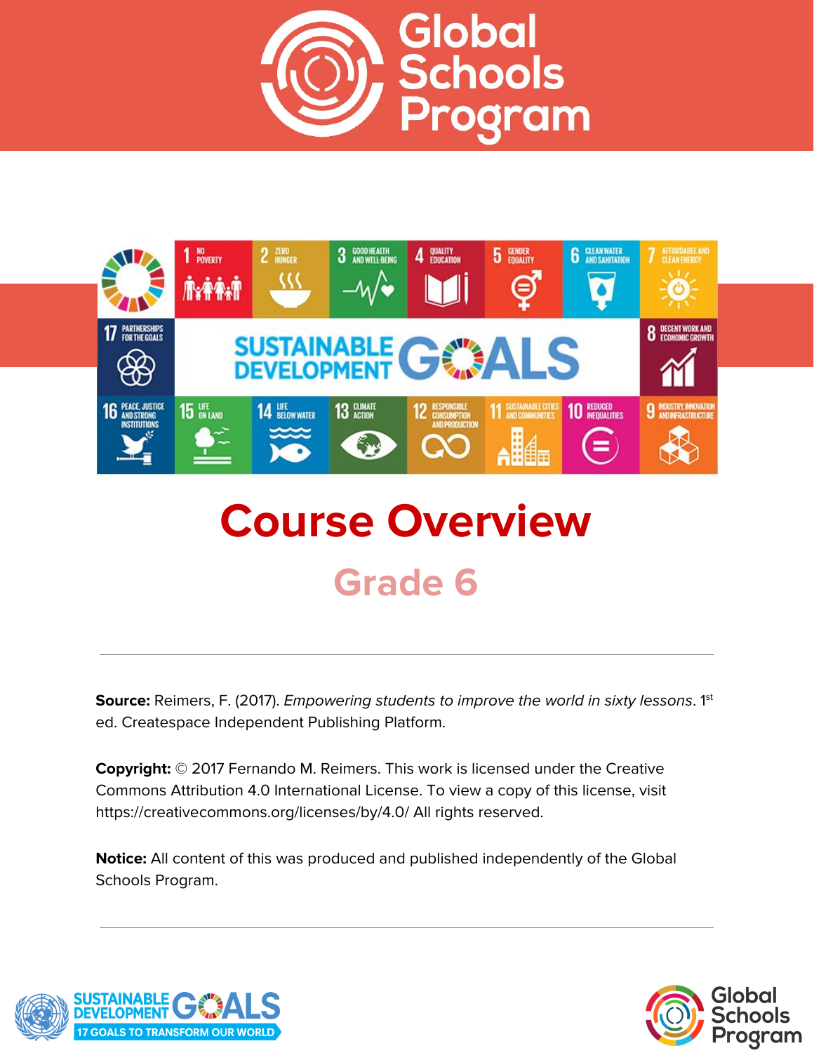# Global Schools Program

# Course Overview

## Grade 6

---

**Source:** Reimers, F. (2017). *Empowering students to improve the world in sixty lessons*. 1st ed. Createspace Independent Publishing Platform.

**Copyright:** © 2017 Fernando M. Reimers. This work is licensed under the Creative Commons Attribution 4.0 International License. To view a copy of this license, visit https://creativecommons.org/licenses/by/4.0/ All rights reserved.

**Notice:** All content of this was produced and published independently of the Global Schools Program.

---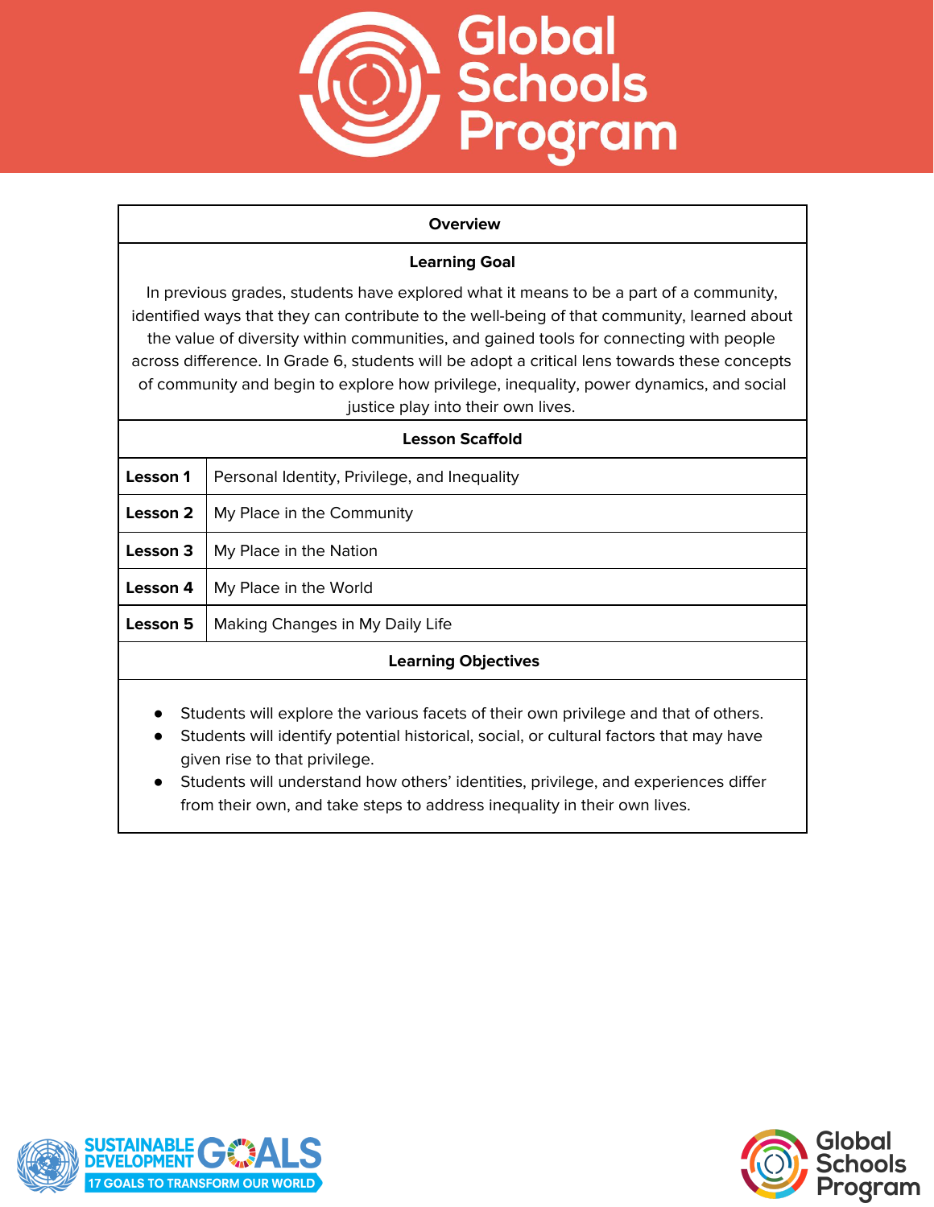## Overview

### Learning Goal

In previous grades, students have explored what it means to be a part of a community, identified ways that they can contribute to the well-being of that community, learned about the value of diversity within communities, and gained tools for connecting with people across difference. In Grade 6, students will be adopt a critical lens towards these concepts of community and begin to explore how privilege, inequality, power dynamics, and social justice play into their own lives.

### Lesson Scaffold

| | |
|---|---|
| **Lesson 1** | Personal Identity, Privilege, and Inequality |
| **Lesson 2** | My Place in the Community |
| **Lesson 3** | My Place in the Nation |
| **Lesson 4** | My Place in the World |
| **Lesson 5** | Making Changes in My Daily Life |

### Learning Objectives

- Students will explore the various facets of their own privilege and that of others.
- Students will identify potential historical, social, or cultural factors that may have given rise to that privilege.
- Students will understand how others' identities, privilege, and experiences differ from their own, and take steps to address inequality in their own lives.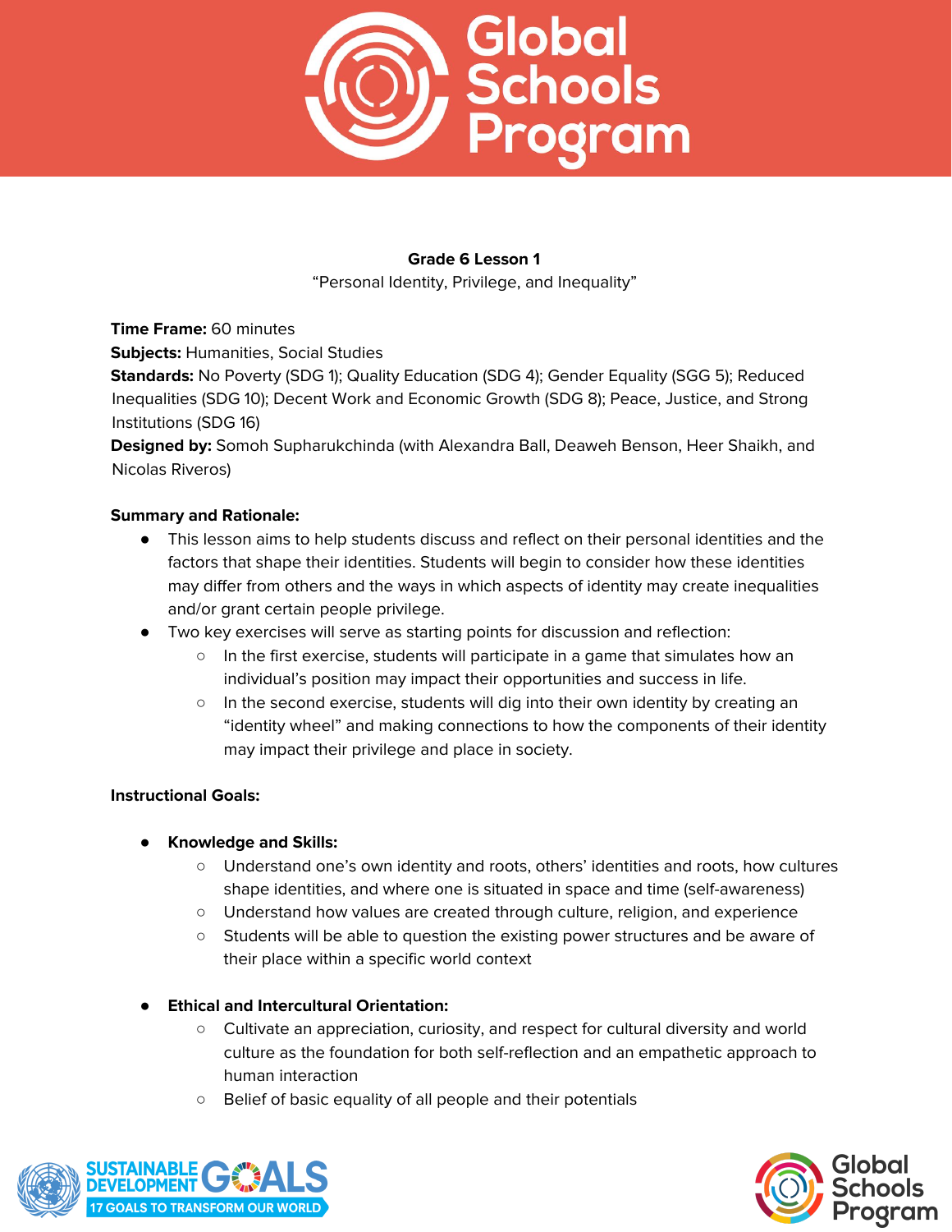**Grade 6 Lesson 1**

"Personal Identity, Privilege, and Inequality"

**Time Frame:** 60 minutes
**Subjects:** Humanities, Social Studies
**Standards:** No Poverty (SDG 1); Quality Education (SDG 4); Gender Equality (SGG 5); Reduced Inequalities (SDG 10); Decent Work and Economic Growth (SDG 8); Peace, Justice, and Strong Institutions (SDG 16)
**Designed by:** Somoh Supharukchinda (with Alexandra Ball, Deaweh Benson, Heer Shaikh, and Nicolas Riveros)

**Summary and Rationale:**

- This lesson aims to help students discuss and reflect on their personal identities and the factors that shape their identities. Students will begin to consider how these identities may differ from others and the ways in which aspects of identity may create inequalities and/or grant certain people privilege.
- Two key exercises will serve as starting points for discussion and reflection:
  - In the first exercise, students will participate in a game that simulates how an individual's position may impact their opportunities and success in life.
  - In the second exercise, students will dig into their own identity by creating an "identity wheel" and making connections to how the components of their identity may impact their privilege and place in society.

**Instructional Goals:**

- **Knowledge and Skills:**
  - Understand one's own identity and roots, others' identities and roots, how cultures shape identities, and where one is situated in space and time (self-awareness)
  - Understand how values are created through culture, religion, and experience
  - Students will be able to question the existing power structures and be aware of their place within a specific world context

- **Ethical and Intercultural Orientation:**
  - Cultivate an appreciation, curiosity, and respect for cultural diversity and world culture as the foundation for both self-reflection and an empathetic approach to human interaction
  - Belief of basic equality of all people and their potentials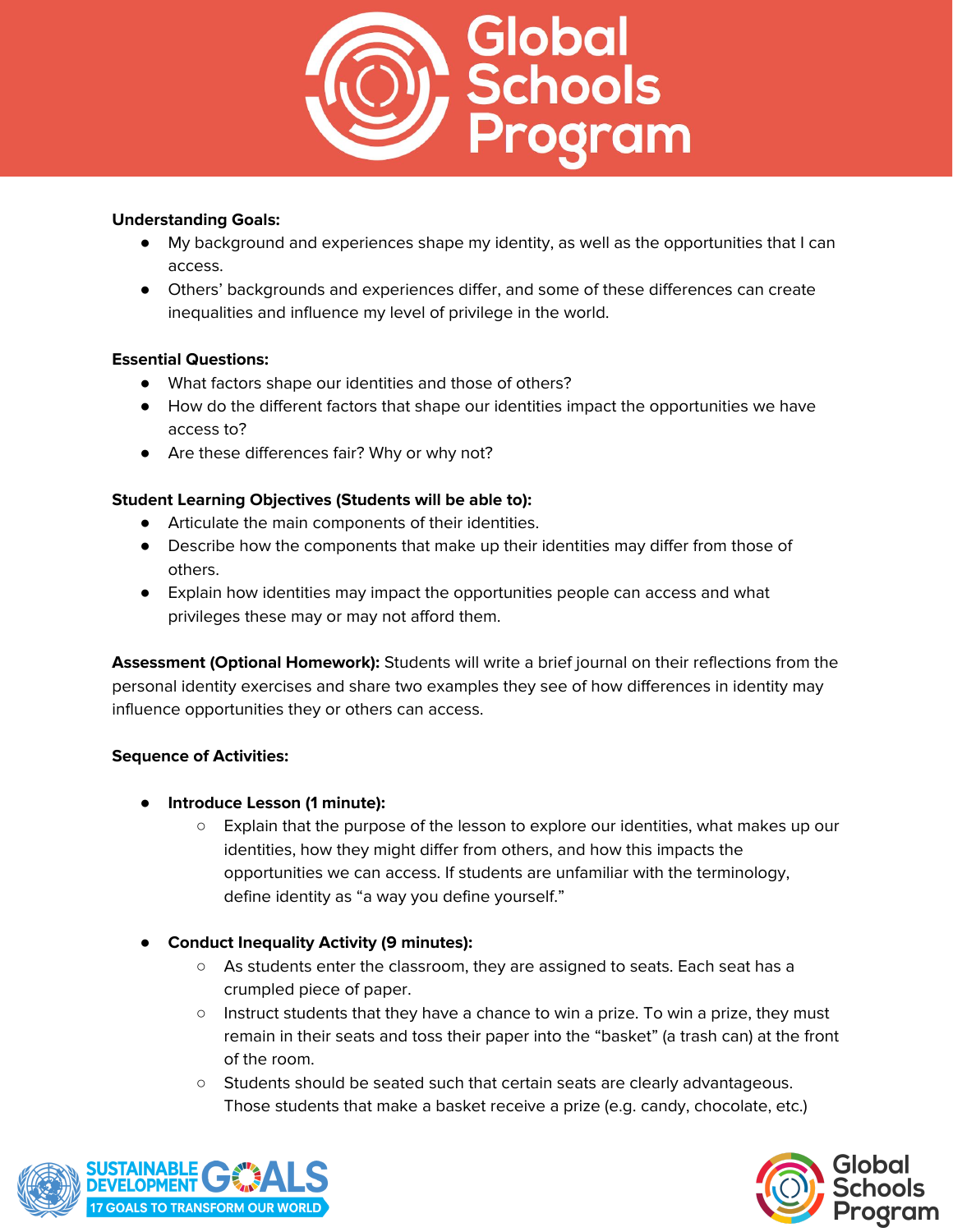**Understanding Goals:**

- My background and experiences shape my identity, as well as the opportunities that I can access.
- Others' backgrounds and experiences differ, and some of these differences can create inequalities and influence my level of privilege in the world.

**Essential Questions:**

- What factors shape our identities and those of others?
- How do the different factors that shape our identities impact the opportunities we have access to?
- Are these differences fair? Why or why not?

**Student Learning Objectives (Students will be able to):**

- Articulate the main components of their identities.
- Describe how the components that make up their identities may differ from those of others.
- Explain how identities may impact the opportunities people can access and what privileges these may or may not afford them.

**Assessment (Optional Homework):** Students will write a brief journal on their reflections from the personal identity exercises and share two examples they see of how differences in identity may influence opportunities they or others can access.

**Sequence of Activities:**

- **Introduce Lesson (1 minute):**
  - Explain that the purpose of the lesson to explore our identities, what makes up our identities, how they might differ from others, and how this impacts the opportunities we can access. If students are unfamiliar with the terminology, define identity as "a way you define yourself."
- **Conduct Inequality Activity (9 minutes):**
  - As students enter the classroom, they are assigned to seats. Each seat has a crumpled piece of paper.
  - Instruct students that they have a chance to win a prize. To win a prize, they must remain in their seats and toss their paper into the "basket" (a trash can) at the front of the room.
  - Students should be seated such that certain seats are clearly advantageous. Those students that make a basket receive a prize (e.g. candy, chocolate, etc.)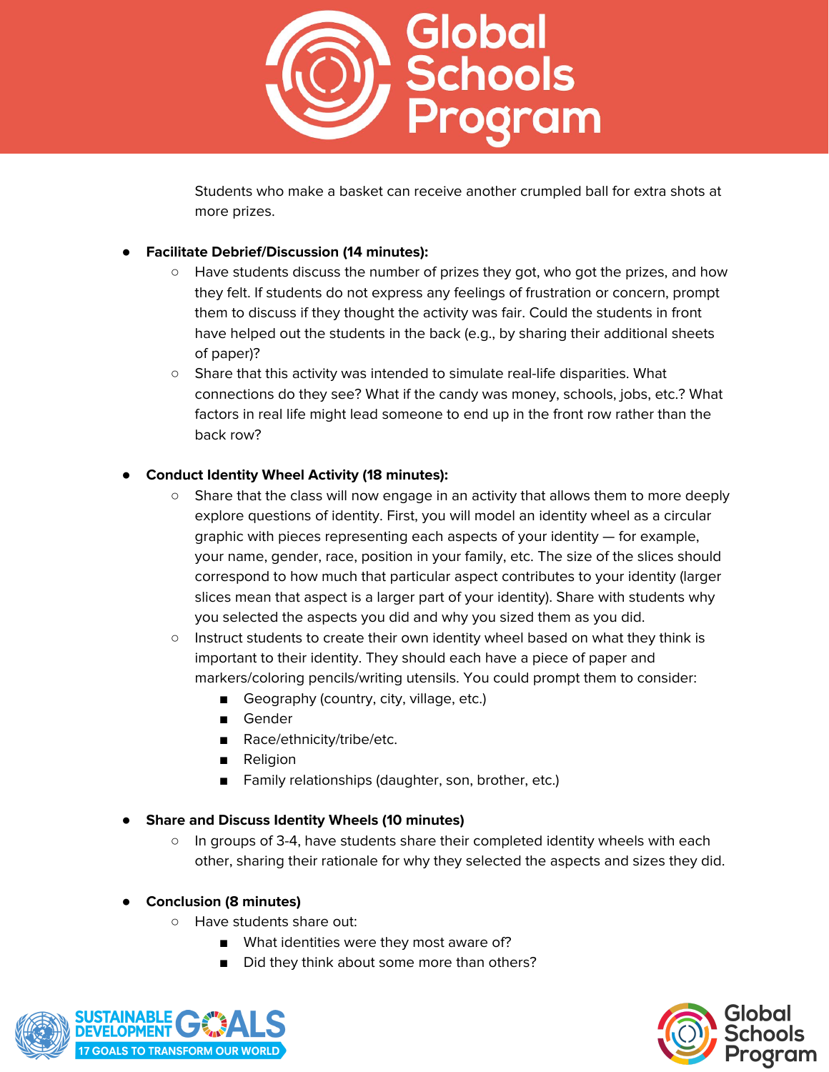Students who make a basket can receive another crumpled ball for extra shots at more prizes.

- **Facilitate Debrief/Discussion (14 minutes):**
  - Have students discuss the number of prizes they got, who got the prizes, and how they felt. If students do not express any feelings of frustration or concern, prompt them to discuss if they thought the activity was fair. Could the students in front have helped out the students in the back (e.g., by sharing their additional sheets of paper)?
  - Share that this activity was intended to simulate real-life disparities. What connections do they see? What if the candy was money, schools, jobs, etc.? What factors in real life might lead someone to end up in the front row rather than the back row?

- **Conduct Identity Wheel Activity (18 minutes):**
  - Share that the class will now engage in an activity that allows them to more deeply explore questions of identity. First, you will model an identity wheel as a circular graphic with pieces representing each aspects of your identity — for example, your name, gender, race, position in your family, etc. The size of the slices should correspond to how much that particular aspect contributes to your identity (larger slices mean that aspect is a larger part of your identity). Share with students why you selected the aspects you did and why you sized them as you did.
  - Instruct students to create their own identity wheel based on what they think is important to their identity. They should each have a piece of paper and markers/coloring pencils/writing utensils. You could prompt them to consider:
    - Geography (country, city, village, etc.)
    - Gender
    - Race/ethnicity/tribe/etc.
    - Religion
    - Family relationships (daughter, son, brother, etc.)

- **Share and Discuss Identity Wheels (10 minutes)**
  - In groups of 3-4, have students share their completed identity wheels with each other, sharing their rationale for why they selected the aspects and sizes they did.

- **Conclusion (8 minutes)**
  - Have students share out:
    - What identities were they most aware of?
    - Did they think about some more than others?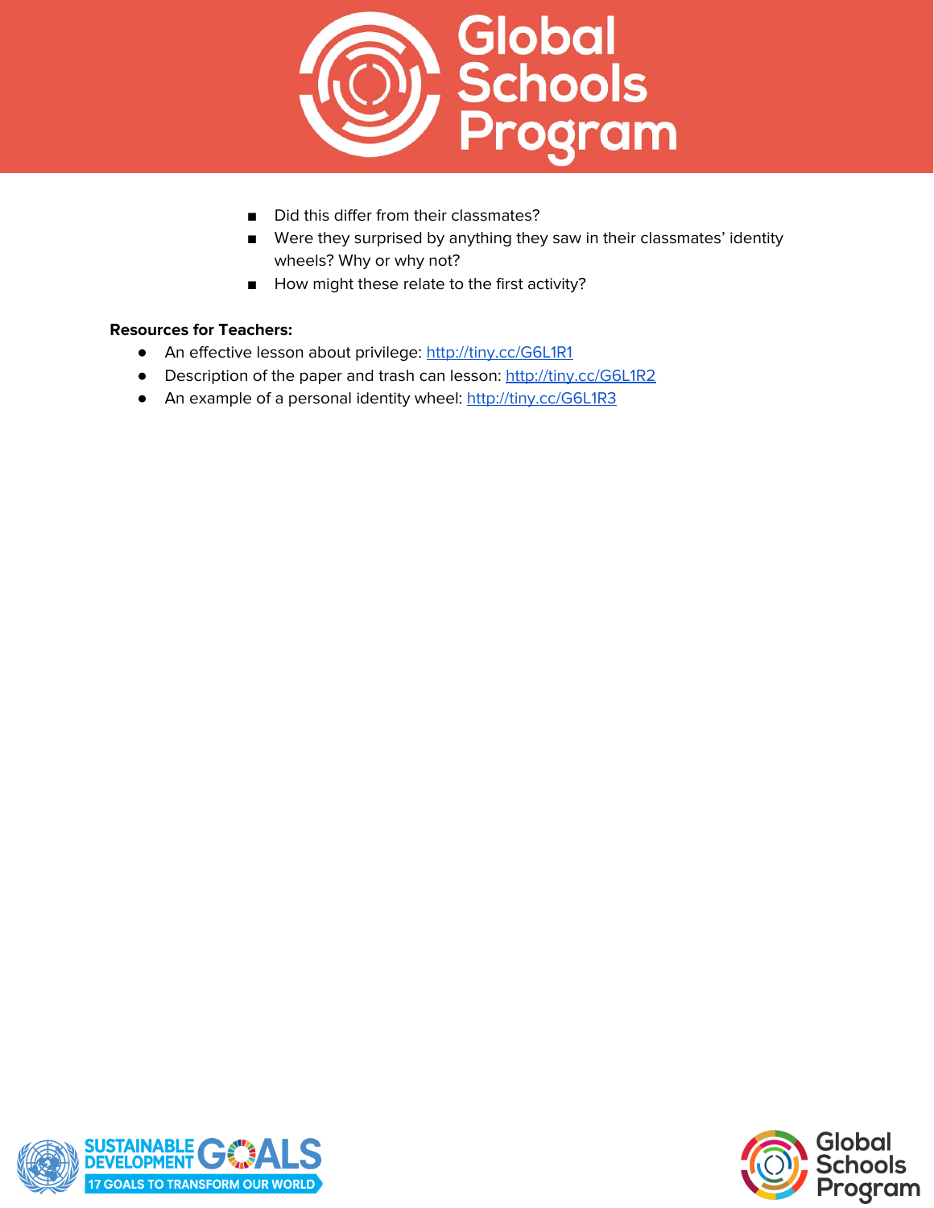- Did this differ from their classmates?
- Were they surprised by anything they saw in their classmates' identity wheels? Why or why not?
- How might these relate to the first activity?

**Resources for Teachers:**

- An effective lesson about privilege: http://tiny.cc/G6L1R1
- Description of the paper and trash can lesson: http://tiny.cc/G6L1R2
- An example of a personal identity wheel: http://tiny.cc/G6L1R3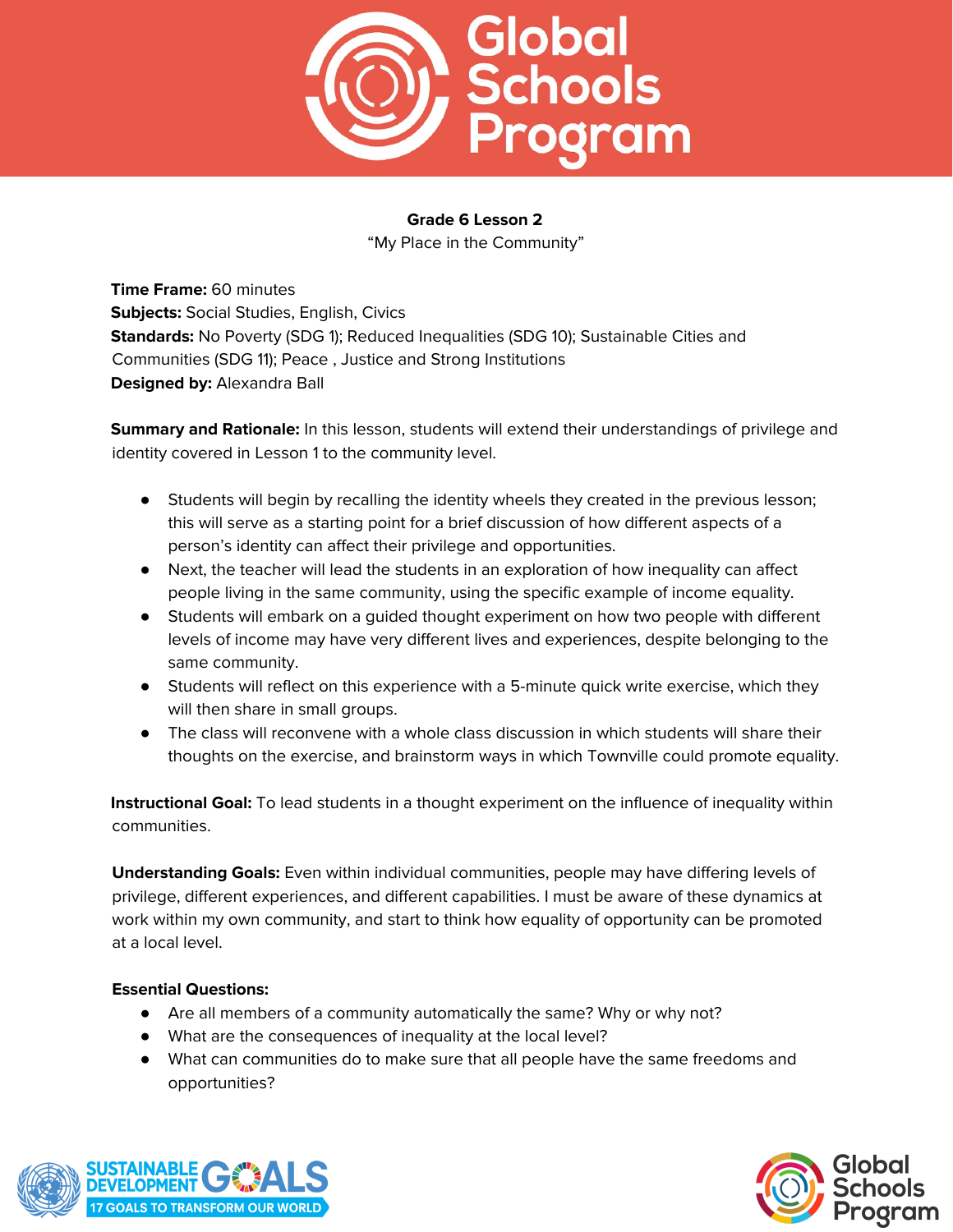**Grade 6 Lesson 2**

"My Place in the Community"

**Time Frame:** 60 minutes
**Subjects:** Social Studies, English, Civics
**Standards:** No Poverty (SDG 1); Reduced Inequalities (SDG 10); Sustainable Cities and Communities (SDG 11); Peace , Justice and Strong Institutions
**Designed by:** Alexandra Ball

**Summary and Rationale:** In this lesson, students will extend their understandings of privilege and identity covered in Lesson 1 to the community level.

- Students will begin by recalling the identity wheels they created in the previous lesson; this will serve as a starting point for a brief discussion of how different aspects of a person's identity can affect their privilege and opportunities.
- Next, the teacher will lead the students in an exploration of how inequality can affect people living in the same community, using the specific example of income equality.
- Students will embark on a guided thought experiment on how two people with different levels of income may have very different lives and experiences, despite belonging to the same community.
- Students will reflect on this experience with a 5-minute quick write exercise, which they will then share in small groups.
- The class will reconvene with a whole class discussion in which students will share their thoughts on the exercise, and brainstorm ways in which Townville could promote equality.

**Instructional Goal:** To lead students in a thought experiment on the influence of inequality within communities.

**Understanding Goals:** Even within individual communities, people may have differing levels of privilege, different experiences, and different capabilities. I must be aware of these dynamics at work within my own community, and start to think how equality of opportunity can be promoted at a local level.

**Essential Questions:**

- Are all members of a community automatically the same? Why or why not?
- What are the consequences of inequality at the local level?
- What can communities do to make sure that all people have the same freedoms and opportunities?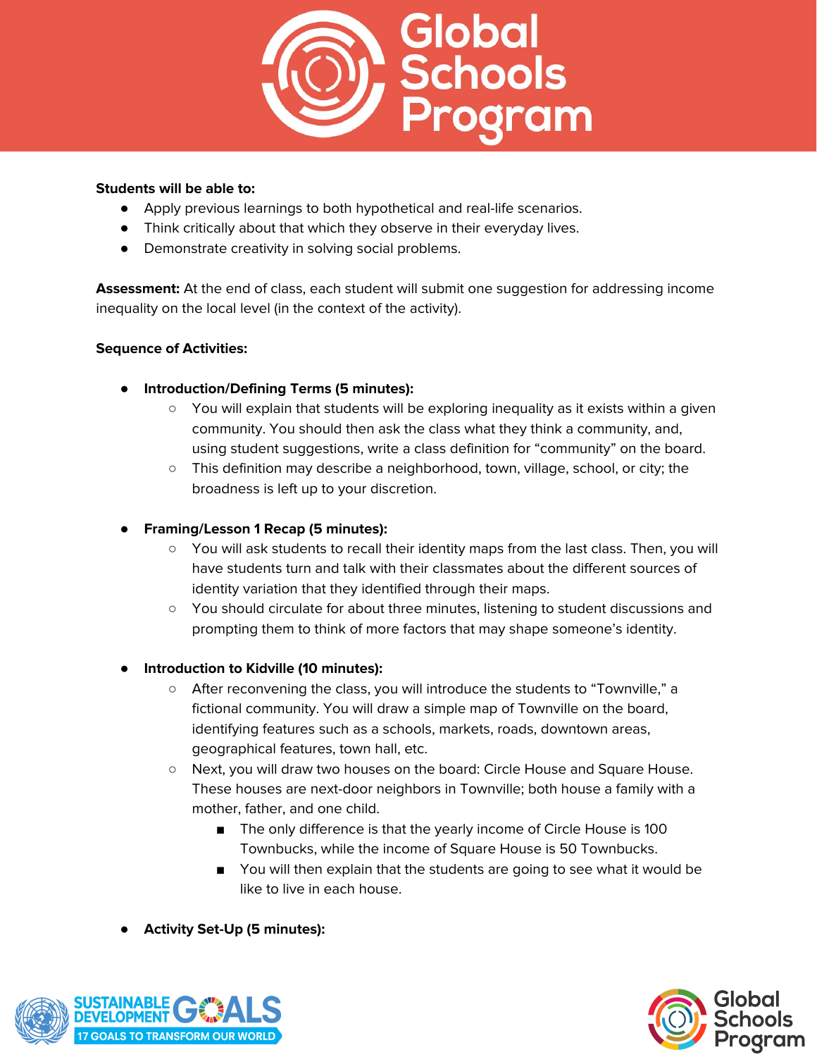**Students will be able to:**

- Apply previous learnings to both hypothetical and real-life scenarios.
- Think critically about that which they observe in their everyday lives.
- Demonstrate creativity in solving social problems.

**Assessment:** At the end of class, each student will submit one suggestion for addressing income inequality on the local level (in the context of the activity).

**Sequence of Activities:**

- **Introduction/Defining Terms (5 minutes):**
  - You will explain that students will be exploring inequality as it exists within a given community. You should then ask the class what they think a community, and, using student suggestions, write a class definition for "community" on the board.
  - This definition may describe a neighborhood, town, village, school, or city; the broadness is left up to your discretion.

- **Framing/Lesson 1 Recap (5 minutes):**
  - You will ask students to recall their identity maps from the last class. Then, you will have students turn and talk with their classmates about the different sources of identity variation that they identified through their maps.
  - You should circulate for about three minutes, listening to student discussions and prompting them to think of more factors that may shape someone's identity.

- **Introduction to Kidville (10 minutes):**
  - After reconvening the class, you will introduce the students to "Townville," a fictional community. You will draw a simple map of Townville on the board, identifying features such as a schools, markets, roads, downtown areas, geographical features, town hall, etc.
  - Next, you will draw two houses on the board: Circle House and Square House. These houses are next-door neighbors in Townville; both house a family with a mother, father, and one child.
    - The only difference is that the yearly income of Circle House is 100 Townbucks, while the income of Square House is 50 Townbucks.
    - You will then explain that the students are going to see what it would be like to live in each house.

- **Activity Set-Up (5 minutes):**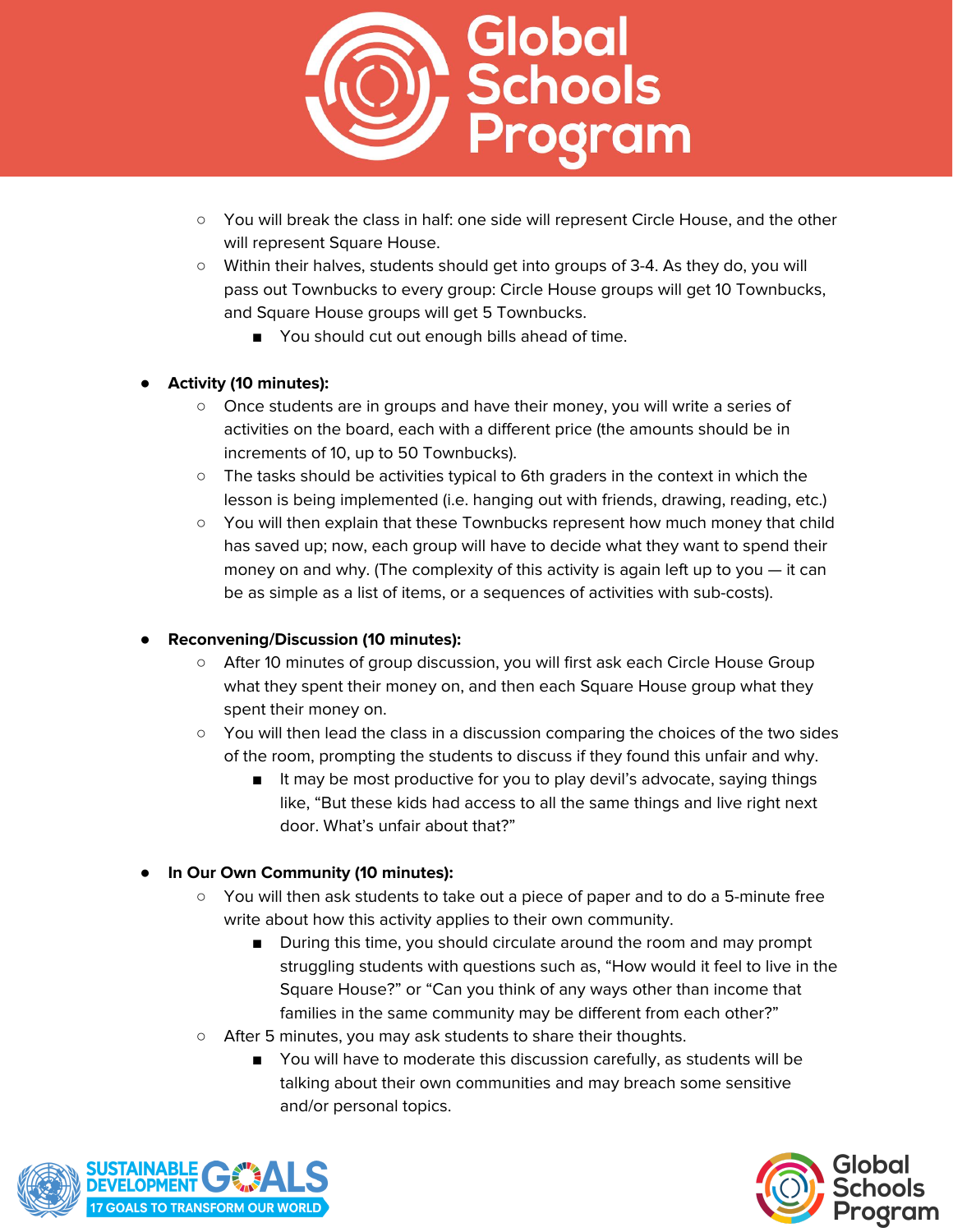- You will break the class in half: one side will represent Circle House, and the other will represent Square House.
- Within their halves, students should get into groups of 3-4. As they do, you will pass out Townbucks to every group: Circle House groups will get 10 Townbucks, and Square House groups will get 5 Townbucks.
  - You should cut out enough bills ahead of time.

- **Activity (10 minutes):**
  - Once students are in groups and have their money, you will write a series of activities on the board, each with a different price (the amounts should be in increments of 10, up to 50 Townbucks).
  - The tasks should be activities typical to 6th graders in the context in which the lesson is being implemented (i.e. hanging out with friends, drawing, reading, etc.)
  - You will then explain that these Townbucks represent how much money that child has saved up; now, each group will have to decide what they want to spend their money on and why. (The complexity of this activity is again left up to you — it can be as simple as a list of items, or a sequences of activities with sub-costs).

- **Reconvening/Discussion (10 minutes):**
  - After 10 minutes of group discussion, you will first ask each Circle House Group what they spent their money on, and then each Square House group what they spent their money on.
  - You will then lead the class in a discussion comparing the choices of the two sides of the room, prompting the students to discuss if they found this unfair and why.
    - It may be most productive for you to play devil's advocate, saying things like, "But these kids had access to all the same things and live right next door. What's unfair about that?"

- **In Our Own Community (10 minutes):**
  - You will then ask students to take out a piece of paper and to do a 5-minute free write about how this activity applies to their own community.
    - During this time, you should circulate around the room and may prompt struggling students with questions such as, "How would it feel to live in the Square House?" or "Can you think of any ways other than income that families in the same community may be different from each other?"
  - After 5 minutes, you may ask students to share their thoughts.
    - You will have to moderate this discussion carefully, as students will be talking about their own communities and may breach some sensitive and/or personal topics.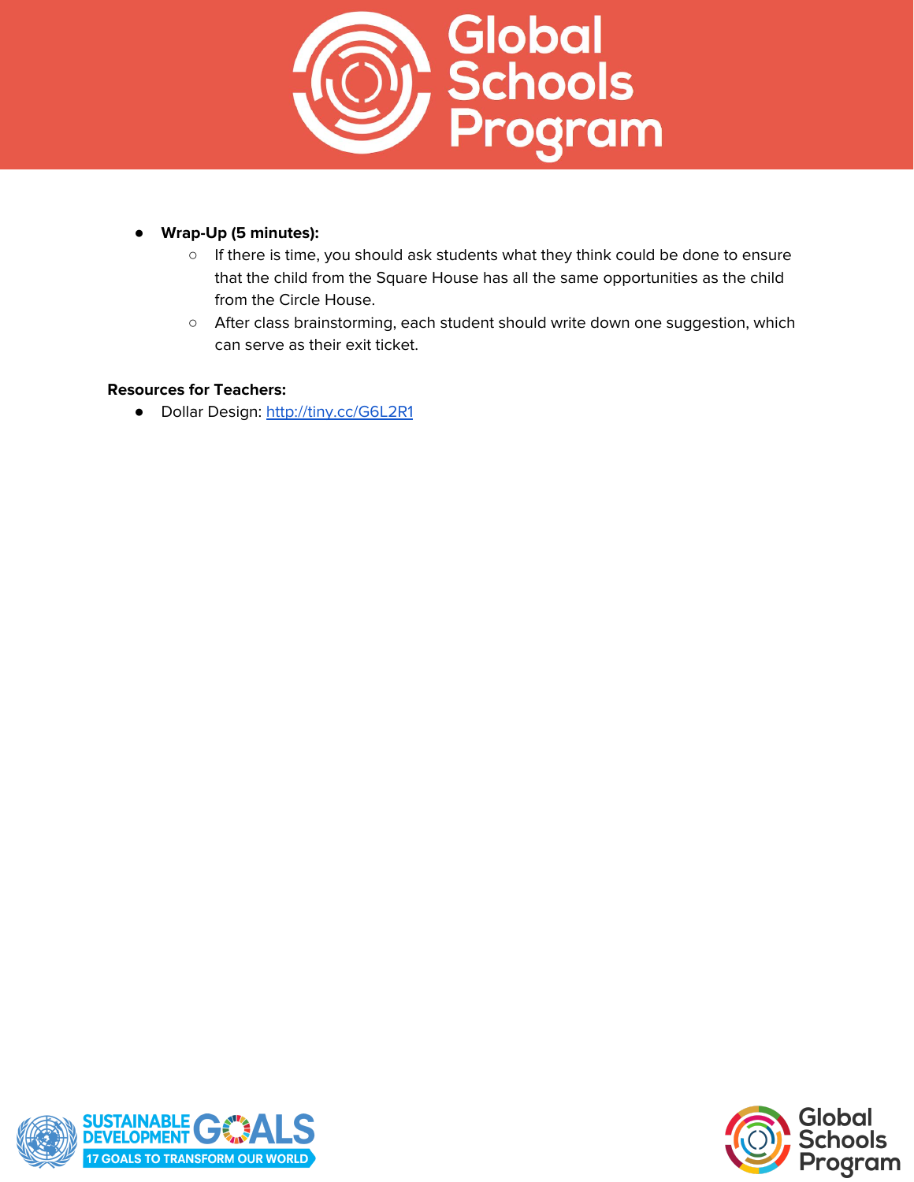- **Wrap-Up (5 minutes):**
  - If there is time, you should ask students what they think could be done to ensure that the child from the Square House has all the same opportunities as the child from the Circle House.
  - After class brainstorming, each student should write down one suggestion, which can serve as their exit ticket.

**Resources for Teachers:**

- Dollar Design: http://tiny.cc/G6L2R1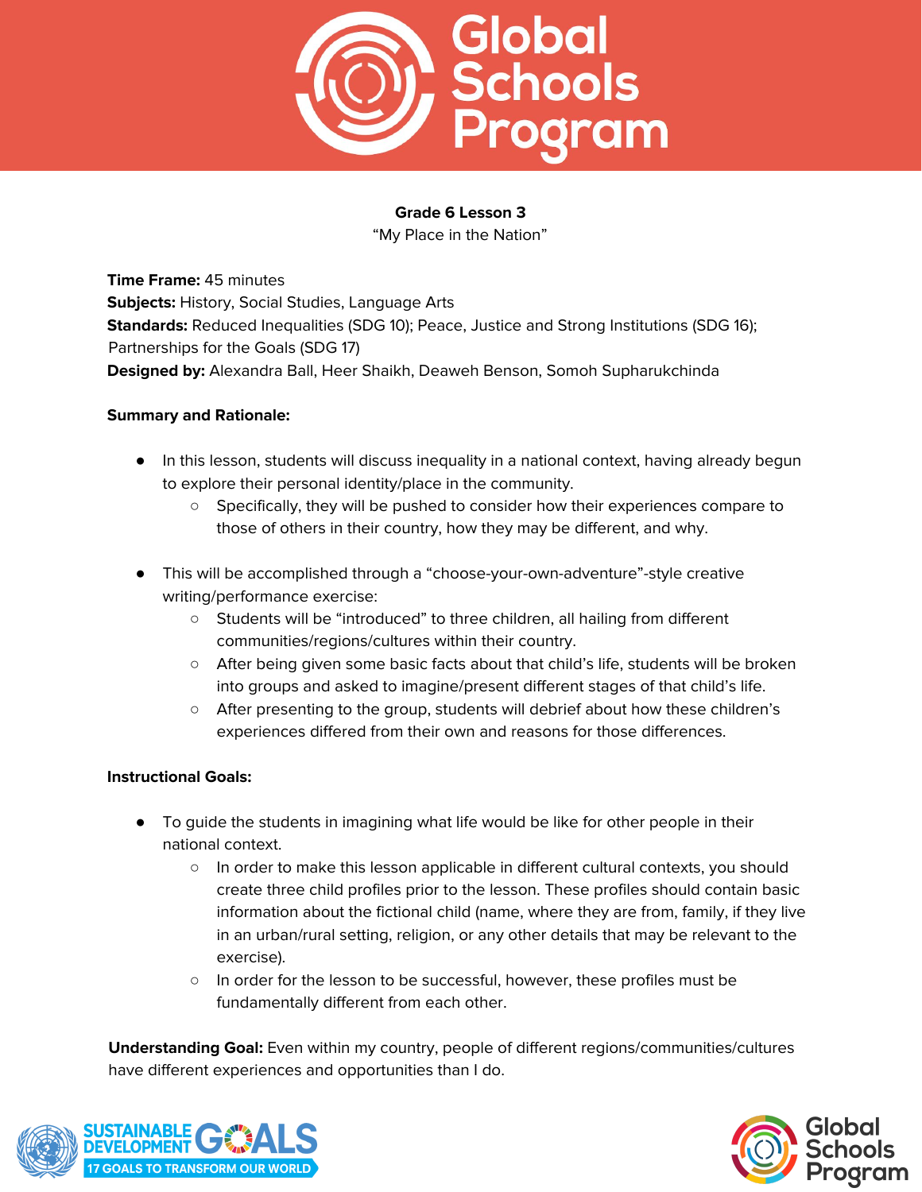**Grade 6 Lesson 3**
"My Place in the Nation"

**Time Frame:** 45 minutes
**Subjects:** History, Social Studies, Language Arts
**Standards:** Reduced Inequalities (SDG 10); Peace, Justice and Strong Institutions (SDG 16); Partnerships for the Goals (SDG 17)
**Designed by:** Alexandra Ball, Heer Shaikh, Deaweh Benson, Somoh Supharukchinda

**Summary and Rationale:**

- In this lesson, students will discuss inequality in a national context, having already begun to explore their personal identity/place in the community.
  - Specifically, they will be pushed to consider how their experiences compare to those of others in their country, how they may be different, and why.

- This will be accomplished through a "choose-your-own-adventure"-style creative writing/performance exercise:
  - Students will be "introduced" to three children, all hailing from different communities/regions/cultures within their country.
  - After being given some basic facts about that child's life, students will be broken into groups and asked to imagine/present different stages of that child's life.
  - After presenting to the group, students will debrief about how these children's experiences differed from their own and reasons for those differences.

**Instructional Goals:**

- To guide the students in imagining what life would be like for other people in their national context.
  - In order to make this lesson applicable in different cultural contexts, you should create three child profiles prior to the lesson. These profiles should contain basic information about the fictional child (name, where they are from, family, if they live in an urban/rural setting, religion, or any other details that may be relevant to the exercise).
  - In order for the lesson to be successful, however, these profiles must be fundamentally different from each other.

**Understanding Goal:** Even within my country, people of different regions/communities/cultures have different experiences and opportunities than I do.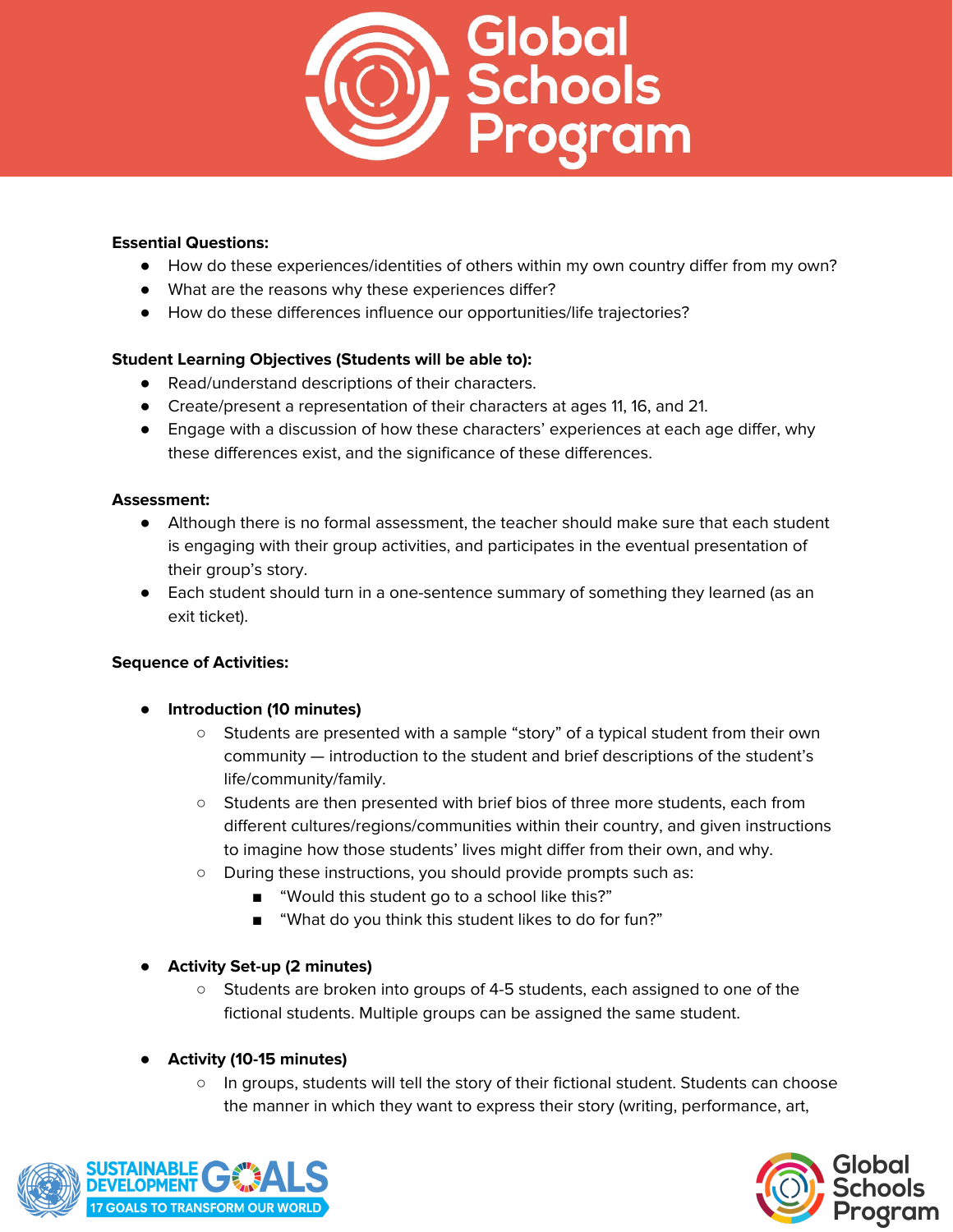**Essential Questions:**

- How do these experiences/identities of others within my own country differ from my own?
- What are the reasons why these experiences differ?
- How do these differences influence our opportunities/life trajectories?

**Student Learning Objectives (Students will be able to):**

- Read/understand descriptions of their characters.
- Create/present a representation of their characters at ages 11, 16, and 21.
- Engage with a discussion of how these characters' experiences at each age differ, why these differences exist, and the significance of these differences.

**Assessment:**

- Although there is no formal assessment, the teacher should make sure that each student is engaging with their group activities, and participates in the eventual presentation of their group's story.
- Each student should turn in a one-sentence summary of something they learned (as an exit ticket).

**Sequence of Activities:**

- **Introduction (10 minutes)**
  - Students are presented with a sample "story" of a typical student from their own community — introduction to the student and brief descriptions of the student's life/community/family.
  - Students are then presented with brief bios of three more students, each from different cultures/regions/communities within their country, and given instructions to imagine how those students' lives might differ from their own, and why.
  - During these instructions, you should provide prompts such as:
    - "Would this student go to a school like this?"
    - "What do you think this student likes to do for fun?"

- **Activity Set-up (2 minutes)**
  - Students are broken into groups of 4-5 students, each assigned to one of the fictional students. Multiple groups can be assigned the same student.

- **Activity (10-15 minutes)**
  - In groups, students will tell the story of their fictional student. Students can choose the manner in which they want to express their story (writing, performance, art,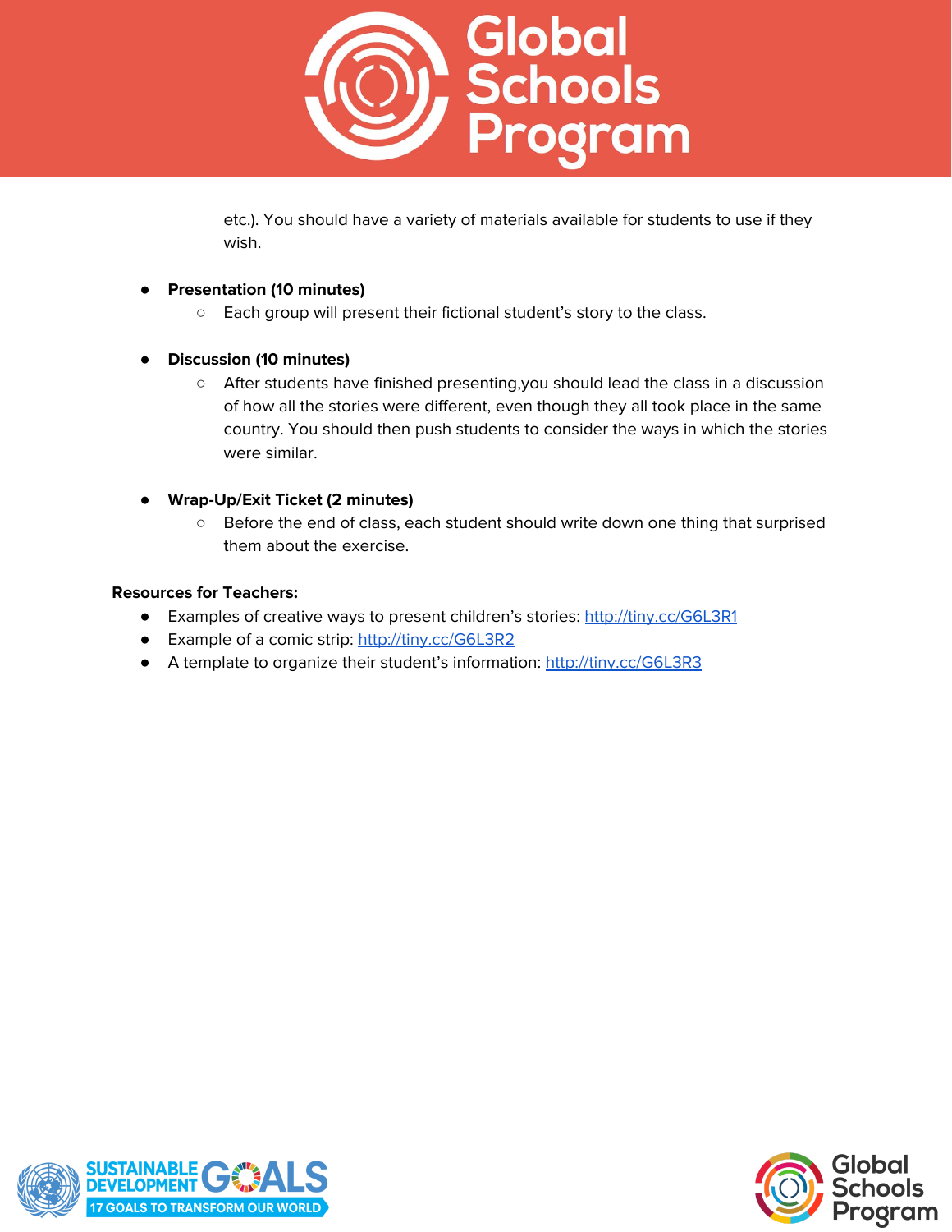etc.). You should have a variety of materials available for students to use if they wish.

- **Presentation (10 minutes)**
  - Each group will present their fictional student's story to the class.

- **Discussion (10 minutes)**
  - After students have finished presenting,you should lead the class in a discussion of how all the stories were different, even though they all took place in the same country. You should then push students to consider the ways in which the stories were similar.

- **Wrap-Up/Exit Ticket (2 minutes)**
  - Before the end of class, each student should write down one thing that surprised them about the exercise.

**Resources for Teachers:**

- Examples of creative ways to present children's stories: http://tiny.cc/G6L3R1
- Example of a comic strip: http://tiny.cc/G6L3R2
- A template to organize their student's information: http://tiny.cc/G6L3R3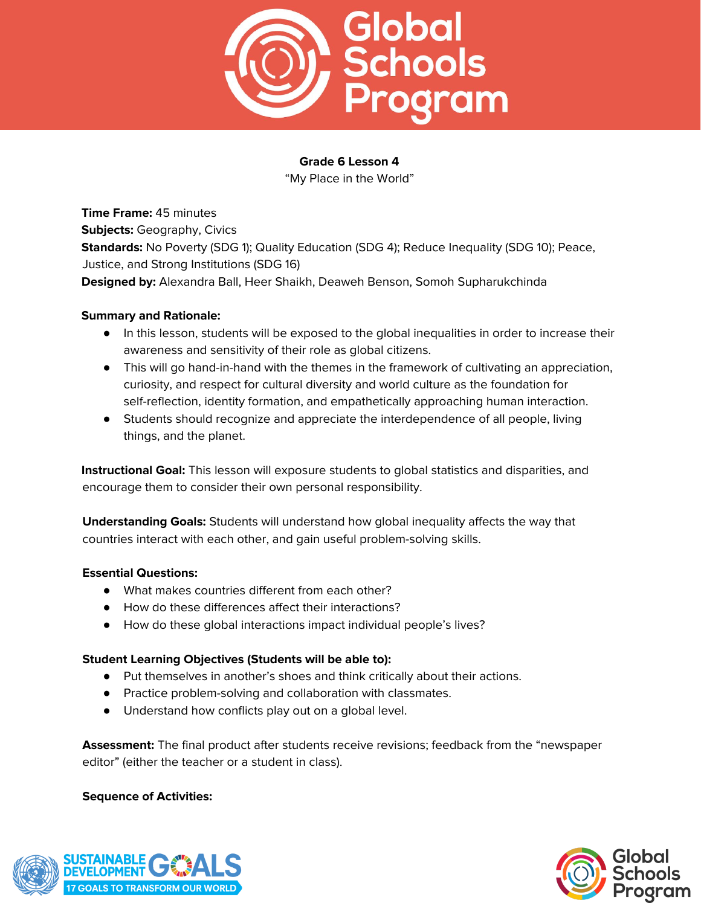**Grade 6 Lesson 4**

"My Place in the World"

**Time Frame:** 45 minutes
**Subjects:** Geography, Civics
**Standards:** No Poverty (SDG 1); Quality Education (SDG 4); Reduce Inequality (SDG 10); Peace, Justice, and Strong Institutions (SDG 16)
**Designed by:** Alexandra Ball, Heer Shaikh, Deaweh Benson, Somoh Supharukchinda

**Summary and Rationale:**

- In this lesson, students will be exposed to the global inequalities in order to increase their awareness and sensitivity of their role as global citizens.
- This will go hand-in-hand with the themes in the framework of cultivating an appreciation, curiosity, and respect for cultural diversity and world culture as the foundation for self-reflection, identity formation, and empathetically approaching human interaction.
- Students should recognize and appreciate the interdependence of all people, living things, and the planet.

**Instructional Goal:** This lesson will exposure students to global statistics and disparities, and encourage them to consider their own personal responsibility.

**Understanding Goals:** Students will understand how global inequality affects the way that countries interact with each other, and gain useful problem-solving skills.

**Essential Questions:**

- What makes countries different from each other?
- How do these differences affect their interactions?
- How do these global interactions impact individual people's lives?

**Student Learning Objectives (Students will be able to):**

- Put themselves in another's shoes and think critically about their actions.
- Practice problem-solving and collaboration with classmates.
- Understand how conflicts play out on a global level.

**Assessment:** The final product after students receive revisions; feedback from the "newspaper editor" (either the teacher or a student in class).

**Sequence of Activities:**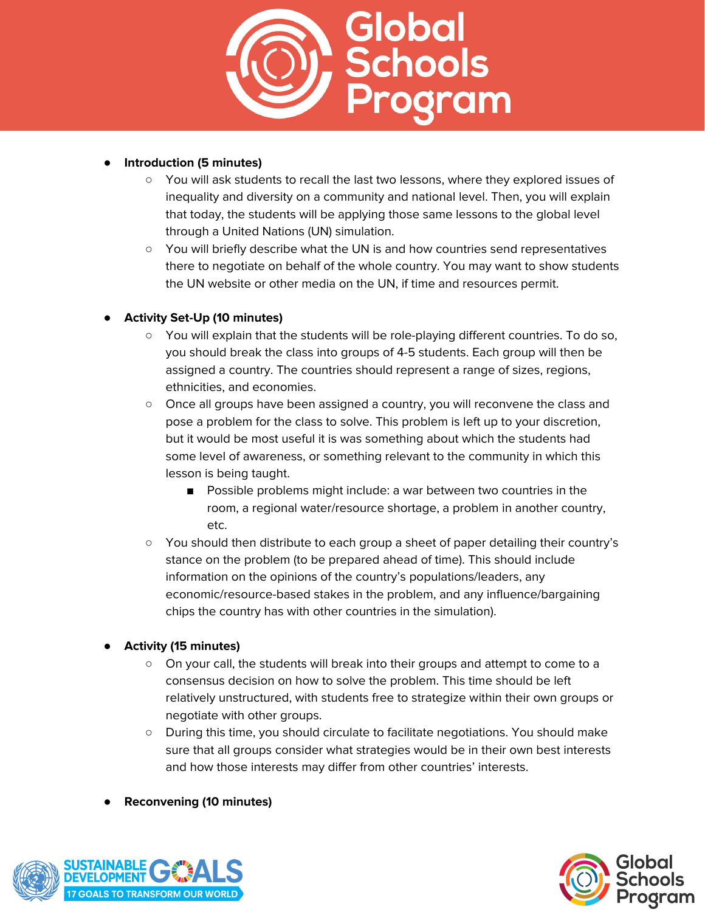- **Introduction (5 minutes)**
    - You will ask students to recall the last two lessons, where they explored issues of inequality and diversity on a community and national level. Then, you will explain that today, the students will be applying those same lessons to the global level through a United Nations (UN) simulation.
    - You will briefly describe what the UN is and how countries send representatives there to negotiate on behalf of the whole country. You may want to show students the UN website or other media on the UN, if time and resources permit.

- **Activity Set-Up (10 minutes)**
    - You will explain that the students will be role-playing different countries. To do so, you should break the class into groups of 4-5 students. Each group will then be assigned a country. The countries should represent a range of sizes, regions, ethnicities, and economies.
    - Once all groups have been assigned a country, you will reconvene the class and pose a problem for the class to solve. This problem is left up to your discretion, but it would be most useful it is was something about which the students had some level of awareness, or something relevant to the community in which this lesson is being taught.
        - Possible problems might include: a war between two countries in the room, a regional water/resource shortage, a problem in another country, etc.
    - You should then distribute to each group a sheet of paper detailing their country's stance on the problem (to be prepared ahead of time). This should include information on the opinions of the country's populations/leaders, any economic/resource-based stakes in the problem, and any influence/bargaining chips the country has with other countries in the simulation).

- **Activity (15 minutes)**
    - On your call, the students will break into their groups and attempt to come to a consensus decision on how to solve the problem. This time should be left relatively unstructured, with students free to strategize within their own groups or negotiate with other groups.
    - During this time, you should circulate to facilitate negotiations. You should make sure that all groups consider what strategies would be in their own best interests and how those interests may differ from other countries' interests.

- **Reconvening (10 minutes)**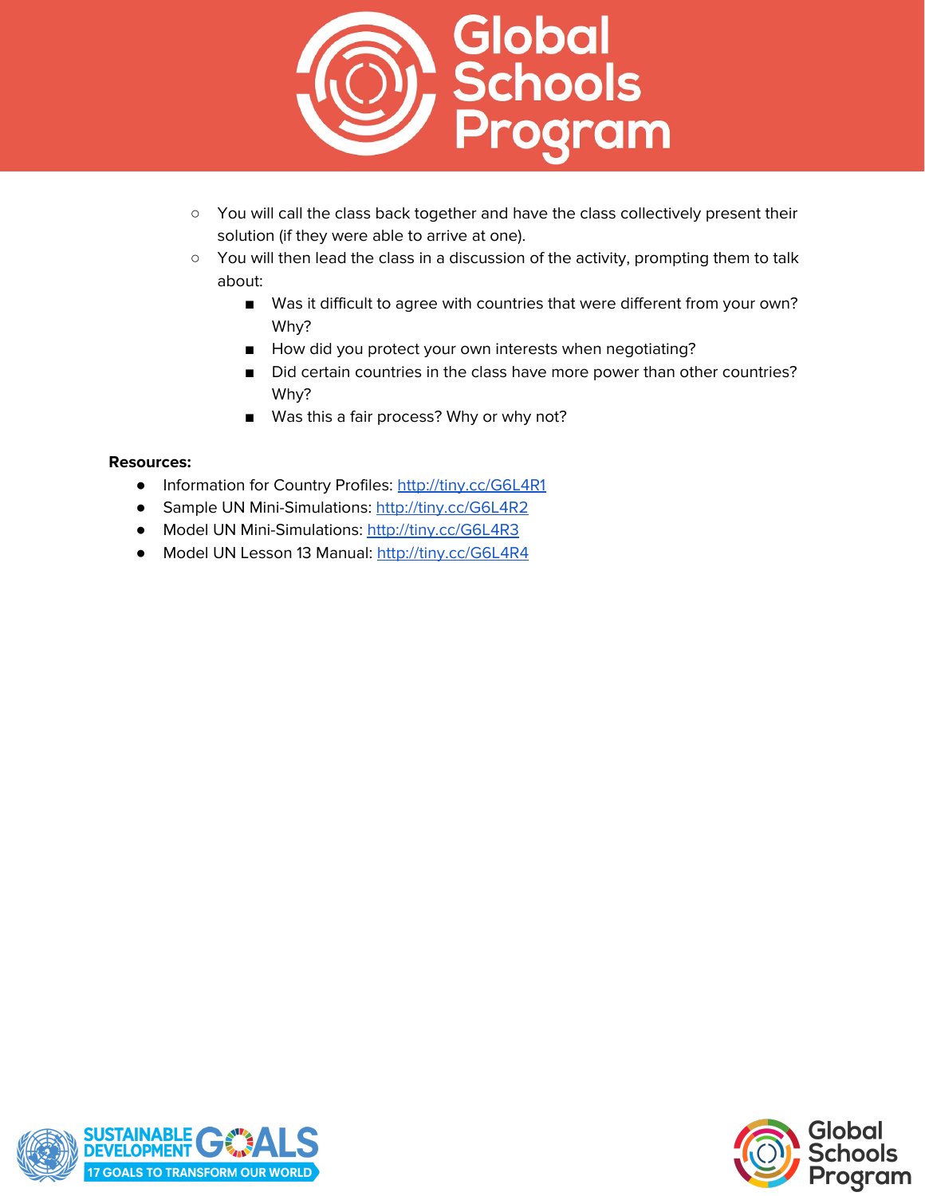- You will call the class back together and have the class collectively present their solution (if they were able to arrive at one).
- You will then lead the class in a discussion of the activity, prompting them to talk about:
  - Was it difficult to agree with countries that were different from your own? Why?
  - How did you protect your own interests when negotiating?
  - Did certain countries in the class have more power than other countries? Why?
  - Was this a fair process? Why or why not?

**Resources:**

- Information for Country Profiles: [http://tiny.cc/G6L4R1](http://tiny.cc/G6L4R1)
- Sample UN Mini-Simulations: [http://tiny.cc/G6L4R2](http://tiny.cc/G6L4R2)
- Model UN Mini-Simulations: [http://tiny.cc/G6L4R3](http://tiny.cc/G6L4R3)
- Model UN Lesson 13 Manual: [http://tiny.cc/G6L4R4](http://tiny.cc/G6L4R4)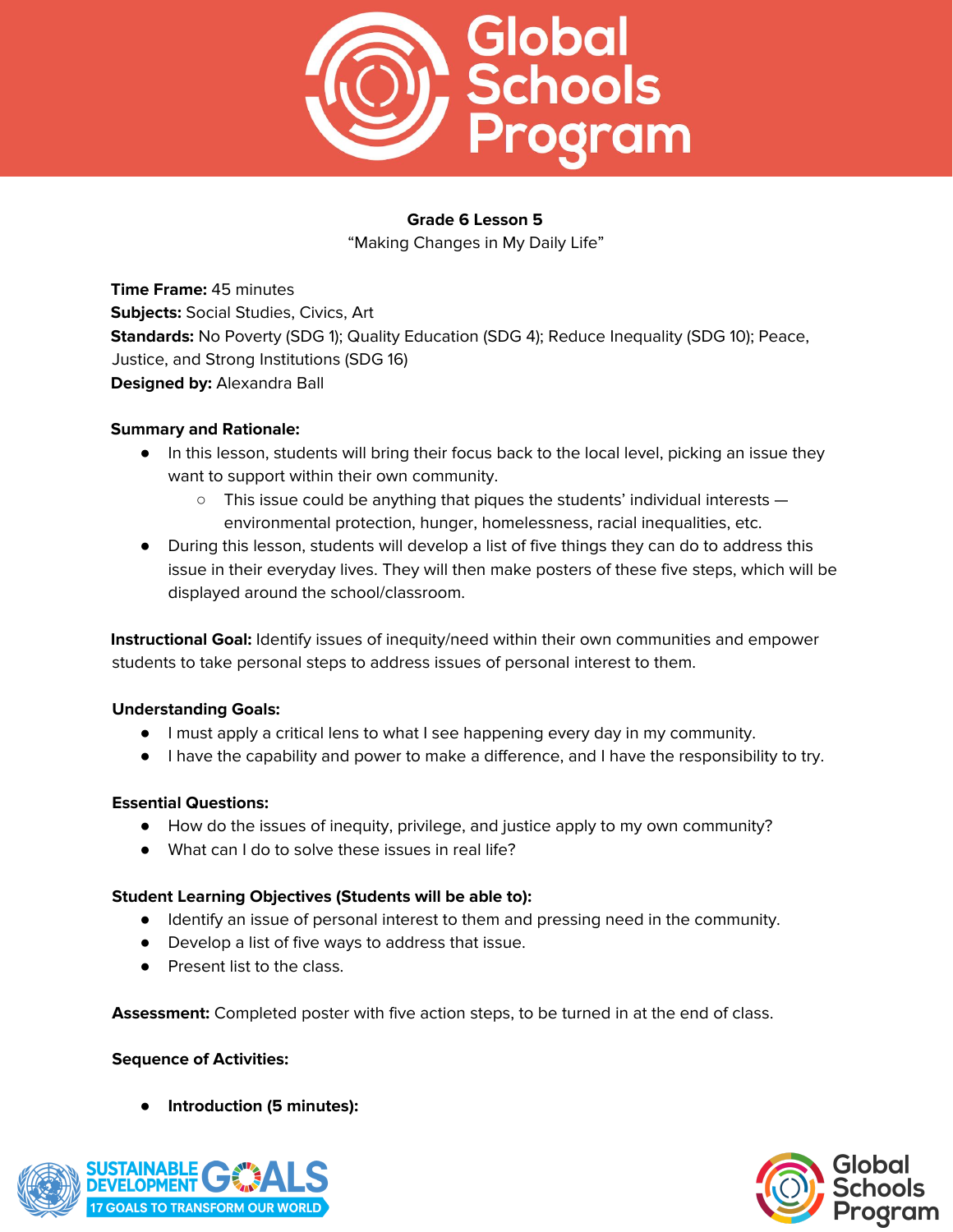**Grade 6 Lesson 5**

"Making Changes in My Daily Life"

**Time Frame:** 45 minutes
**Subjects:** Social Studies, Civics, Art
**Standards:** No Poverty (SDG 1); Quality Education (SDG 4); Reduce Inequality (SDG 10); Peace, Justice, and Strong Institutions (SDG 16)
**Designed by:** Alexandra Ball

**Summary and Rationale:**

- In this lesson, students will bring their focus back to the local level, picking an issue they want to support within their own community.
  - This issue could be anything that piques the students' individual interests — environmental protection, hunger, homelessness, racial inequalities, etc.
- During this lesson, students will develop a list of five things they can do to address this issue in their everyday lives. They will then make posters of these five steps, which will be displayed around the school/classroom.

**Instructional Goal:** Identify issues of inequity/need within their own communities and empower students to take personal steps to address issues of personal interest to them.

**Understanding Goals:**

- I must apply a critical lens to what I see happening every day in my community.
- I have the capability and power to make a difference, and I have the responsibility to try.

**Essential Questions:**

- How do the issues of inequity, privilege, and justice apply to my own community?
- What can I do to solve these issues in real life?

**Student Learning Objectives (Students will be able to):**

- Identify an issue of personal interest to them and pressing need in the community.
- Develop a list of five ways to address that issue.
- Present list to the class.

**Assessment:** Completed poster with five action steps, to be turned in at the end of class.

**Sequence of Activities:**

- **Introduction (5 minutes):**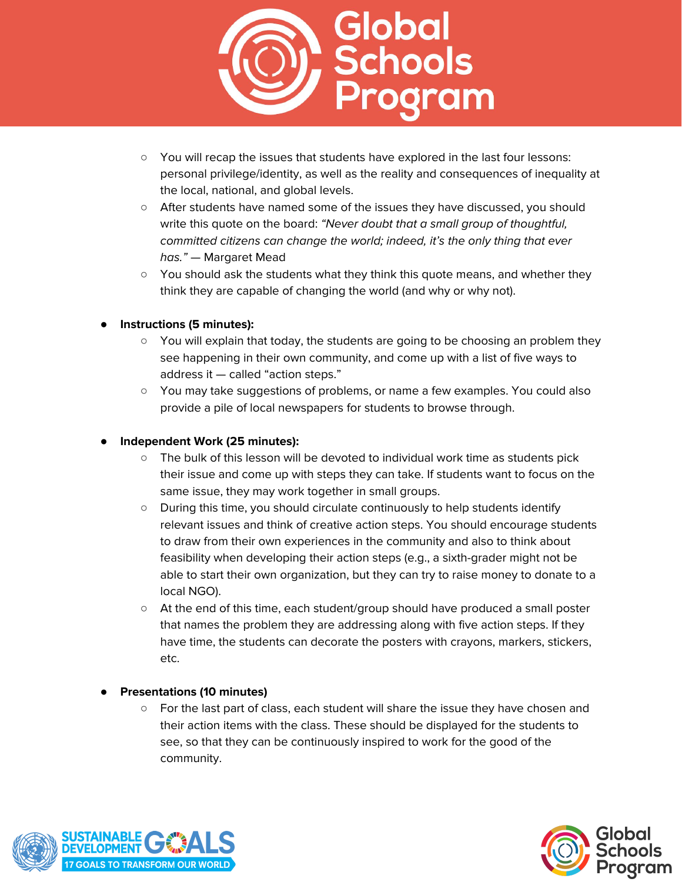- You will recap the issues that students have explored in the last four lessons: personal privilege/identity, as well as the reality and consequences of inequality at the local, national, and global levels.
- After students have named some of the issues they have discussed, you should write this quote on the board: *"Never doubt that a small group of thoughtful, committed citizens can change the world; indeed, it's the only thing that ever has."* — Margaret Mead
- You should ask the students what they think this quote means, and whether they think they are capable of changing the world (and why or why not).

- **Instructions (5 minutes):**
  - You will explain that today, the students are going to be choosing an problem they see happening in their own community, and come up with a list of five ways to address it — called "action steps."
  - You may take suggestions of problems, or name a few examples. You could also provide a pile of local newspapers for students to browse through.

- **Independent Work (25 minutes):**
  - The bulk of this lesson will be devoted to individual work time as students pick their issue and come up with steps they can take. If students want to focus on the same issue, they may work together in small groups.
  - During this time, you should circulate continuously to help students identify relevant issues and think of creative action steps. You should encourage students to draw from their own experiences in the community and also to think about feasibility when developing their action steps (e.g., a sixth-grader might not be able to start their own organization, but they can try to raise money to donate to a local NGO).
  - At the end of this time, each student/group should have produced a small poster that names the problem they are addressing along with five action steps. If they have time, the students can decorate the posters with crayons, markers, stickers, etc.

- **Presentations (10 minutes)**
  - For the last part of class, each student will share the issue they have chosen and their action items with the class. These should be displayed for the students to see, so that they can be continuously inspired to work for the good of the community.